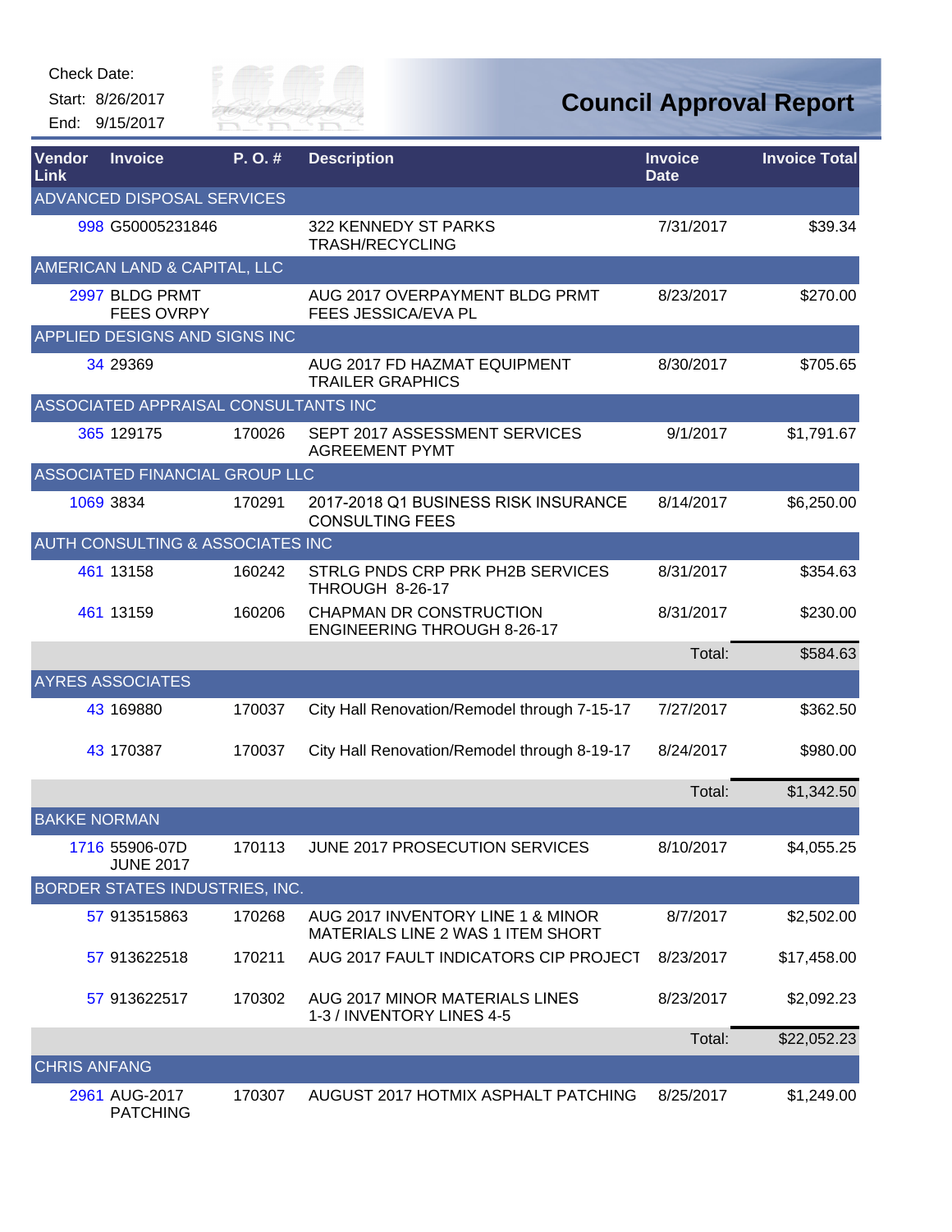Check Date:

Start: 8/26/2017

End: 9/15/2017

# Council Approval Report

| Vendor Link | Invoice | P. O. # | Description | Invoice Date | Invoice Total |
|---|---|---|---|---|---|
| ADVANCED DISPOSAL SERVICES | | | | | |
| 998 | G50005231846 | | 322 KENNEDY ST PARKS TRASH/RECYCLING | 7/31/2017 | $39.34 |
| AMERICAN LAND & CAPITAL, LLC | | | | | |
| 2997 | BLDG PRMT FEES OVRPY | | AUG 2017 OVERPAYMENT BLDG PRMT FEES JESSICA/EVA PL | 8/23/2017 | $270.00 |
| APPLIED DESIGNS AND SIGNS INC | | | | | |
| 34 | 29369 | | AUG 2017 FD HAZMAT EQUIPMENT TRAILER GRAPHICS | 8/30/2017 | $705.65 |
| ASSOCIATED APPRAISAL CONSULTANTS INC | | | | | |
| 365 | 129175 | 170026 | SEPT 2017 ASSESSMENT SERVICES AGREEMENT PYMT | 9/1/2017 | $1,791.67 |
| ASSOCIATED FINANCIAL GROUP LLC | | | | | |
| 1069 | 3834 | 170291 | 2017-2018 Q1 BUSINESS RISK INSURANCE CONSULTING FEES | 8/14/2017 | $6,250.00 |
| AUTH CONSULTING & ASSOCIATES INC | | | | | |
| 461 | 13158 | 160242 | STRLG PNDS CRP PRK PH2B SERVICES THROUGH 8-26-17 | 8/31/2017 | $354.63 |
| 461 | 13159 | 160206 | CHAPMAN DR CONSTRUCTION ENGINEERING THROUGH 8-26-17 | 8/31/2017 | $230.00 |
| | | | | Total: | $584.63 |
| AYRES ASSOCIATES | | | | | |
| 43 | 169880 | 170037 | City Hall Renovation/Remodel through 7-15-17 | 7/27/2017 | $362.50 |
| 43 | 170387 | 170037 | City Hall Renovation/Remodel through 8-19-17 | 8/24/2017 | $980.00 |
| | | | | Total: | $1,342.50 |
| BAKKE NORMAN | | | | | |
| 1716 | 55906-07D JUNE 2017 | 170113 | JUNE 2017 PROSECUTION SERVICES | 8/10/2017 | $4,055.25 |
| BORDER STATES INDUSTRIES, INC. | | | | | |
| 57 | 913515863 | 170268 | AUG 2017 INVENTORY LINE 1 & MINOR MATERIALS LINE 2 WAS 1 ITEM SHORT | 8/7/2017 | $2,502.00 |
| 57 | 913622518 | 170211 | AUG 2017 FAULT INDICATORS CIP PROJECT | 8/23/2017 | $17,458.00 |
| 57 | 913622517 | 170302 | AUG 2017 MINOR MATERIALS LINES 1-3 / INVENTORY LINES 4-5 | 8/23/2017 | $2,092.23 |
| | | | | Total: | $22,052.23 |
| CHRIS ANFANG | | | | | |
| 2961 | AUG-2017 PATCHING | 170307 | AUGUST 2017 HOTMIX ASPHALT PATCHING | 8/25/2017 | $1,249.00 |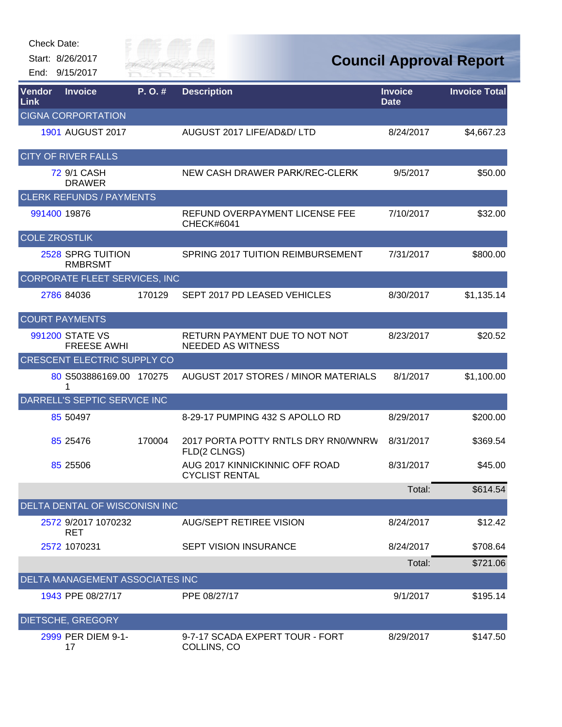Check Date:

Start: 8/26/2017

End: 9/15/2017

# Council Approval Report

| Vendor Link | Invoice | P. O. # | Description | Invoice Date | Invoice Total |
|---|---|---|---|---|---|
| CIGNA CORPORATION | | | | | |
| 1901 | AUGUST 2017 | | AUGUST 2017 LIFE/AD&D/ LTD | 8/24/2017 | $4,667.23 |
| CITY OF RIVER FALLS | | | | | |
| 72 | 9/1 CASH DRAWER | | NEW CASH DRAWER PARK/REC-CLERK | 9/5/2017 | $50.00 |
| CLERK REFUNDS / PAYMENTS | | | | | |
| 991400 | 19876 | | REFUND OVERPAYMENT LICENSE FEE CHECK#6041 | 7/10/2017 | $32.00 |
| COLE ZROSTLIK | | | | | |
| 2528 | SPRG TUITION RMBRSMT | | SPRING 2017 TUITION REIMBURSEMENT | 7/31/2017 | $800.00 |
| CORPORATE FLEET SERVICES, INC | | | | | |
| 2786 | 84036 | 170129 | SEPT 2017 PD LEASED VEHICLES | 8/30/2017 | $1,135.14 |
| COURT PAYMENTS | | | | | |
| 991200 | STATE VS FREESE AWHI | | RETURN PAYMENT DUE TO NOT NOT NEEDED AS WITNESS | 8/23/2017 | $20.52 |
| CRESCENT ELECTRIC SUPPLY CO | | | | | |
| 80 | S503886169.00 1 | 170275 | AUGUST 2017 STORES / MINOR MATERIALS | 8/1/2017 | $1,100.00 |
| DARRELL'S SEPTIC SERVICE INC | | | | | |
| 85 | 50497 | | 8-29-17 PUMPING 432 S APOLLO RD | 8/29/2017 | $200.00 |
| 85 | 25476 | 170004 | 2017 PORTA POTTY RNTLS DRY RN0/WNRW FLD(2 CLNGS) | 8/31/2017 | $369.54 |
| 85 | 25506 | | AUG 2017 KINNICKINNIC OFF ROAD CYCLIST RENTAL | 8/31/2017 | $45.00 |
| | | | | Total: | $614.54 |
| DELTA DENTAL OF WISCONISN INC | | | | | |
| 2572 | 9/2017 1070232 RET | | AUG/SEPT RETIREE VISION | 8/24/2017 | $12.42 |
| 2572 | 1070231 | | SEPT VISION INSURANCE | 8/24/2017 | $708.64 |
| | | | | Total: | $721.06 |
| DELTA MANAGEMENT ASSOCIATES INC | | | | | |
| 1943 | PPE 08/27/17 | | PPE 08/27/17 | 9/1/2017 | $195.14 |
| DIETSCHE, GREGORY | | | | | |
| 2999 | PER DIEM 9-1-17 | | 9-7-17 SCADA EXPERT TOUR - FORT COLLINS, CO | 8/29/2017 | $147.50 |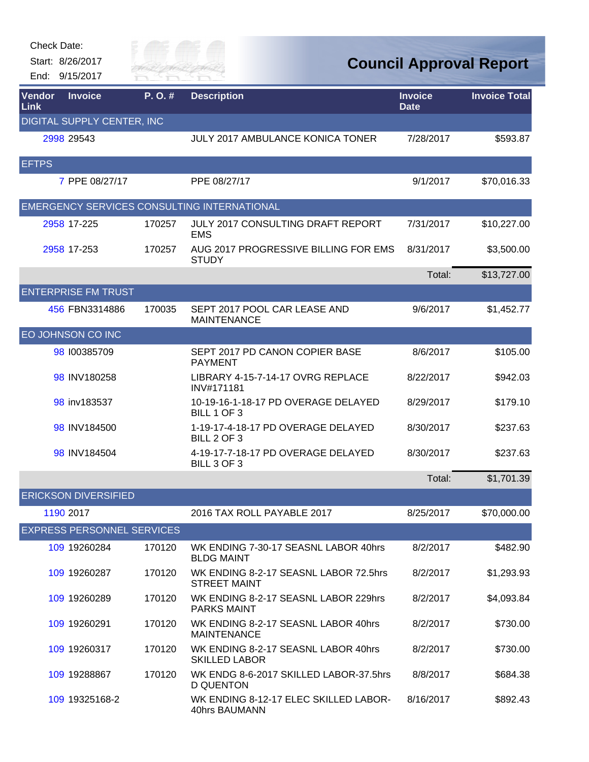Check Date:

Start: 8/26/2017

End: 9/15/2017

# Council Approval Report

| Vendor Link | Invoice | P. O. # | Description | Invoice Date | Invoice Total |
|---|---|---|---|---|---|
| **DIGITAL SUPPLY CENTER, INC** | | | | | |
| 2998 | 29543 | | JULY 2017 AMBULANCE KONICA TONER | 7/28/2017 | $593.87 |
| **EFTPS** | | | | | |
| 7 | PPE 08/27/17 | | PPE 08/27/17 | 9/1/2017 | $70,016.33 |
| **EMERGENCY SERVICES CONSULTING INTERNATIONAL** | | | | | |
| 2958 | 17-225 | 170257 | JULY 2017 CONSULTING DRAFT REPORT EMS | 7/31/2017 | $10,227.00 |
| 2958 | 17-253 | 170257 | AUG 2017 PROGRESSIVE BILLING FOR EMS STUDY | 8/31/2017 | $3,500.00 |
| | | | | Total: | $13,727.00 |
| **ENTERPRISE FM TRUST** | | | | | |
| 456 | FBN3314886 | 170035 | SEPT 2017 POOL CAR LEASE AND MAINTENANCE | 9/6/2017 | $1,452.77 |
| **EO JOHNSON CO INC** | | | | | |
| 98 | I00385709 | | SEPT 2017 PD CANON COPIER BASE PAYMENT | 8/6/2017 | $105.00 |
| 98 | INV180258 | | LIBRARY 4-15-7-14-17 OVRG REPLACE INV#171181 | 8/22/2017 | $942.03 |
| 98 | inv183537 | | 10-19-16-1-18-17 PD OVERAGE DELAYED BILL 1 OF 3 | 8/29/2017 | $179.10 |
| 98 | INV184500 | | 1-19-17-4-18-17 PD OVERAGE DELAYED BILL 2 OF 3 | 8/30/2017 | $237.63 |
| 98 | INV184504 | | 4-19-17-7-18-17 PD OVERAGE DELAYED BILL 3 OF 3 | 8/30/2017 | $237.63 |
| | | | | Total: | $1,701.39 |
| **ERICKSON DIVERSIFIED** | | | | | |
| 1190 | 2017 | | 2016 TAX ROLL PAYABLE 2017 | 8/25/2017 | $70,000.00 |
| **EXPRESS PERSONNEL SERVICES** | | | | | |
| 109 | 19260284 | 170120 | WK ENDING 7-30-17 SEASNL LABOR 40hrs BLDG MAINT | 8/2/2017 | $482.90 |
| 109 | 19260287 | 170120 | WK ENDING 8-2-17 SEASNL LABOR 72.5hrs STREET MAINT | 8/2/2017 | $1,293.93 |
| 109 | 19260289 | 170120 | WK ENDING 8-2-17 SEASNL LABOR 229hrs PARKS MAINT | 8/2/2017 | $4,093.84 |
| 109 | 19260291 | 170120 | WK ENDING 8-2-17 SEASNL LABOR 40hrs MAINTENANCE | 8/2/2017 | $730.00 |
| 109 | 19260317 | 170120 | WK ENDING 8-2-17 SEASNL LABOR 40hrs SKILLED LABOR | 8/2/2017 | $730.00 |
| 109 | 19288867 | 170120 | WK ENDG 8-6-2017 SKILLED LABOR-37.5hrs D QUENTON | 8/8/2017 | $684.38 |
| 109 | 19325168-2 | | WK ENDING 8-12-17 ELEC SKILLED LABOR-40hrs BAUMANN | 8/16/2017 | $892.43 |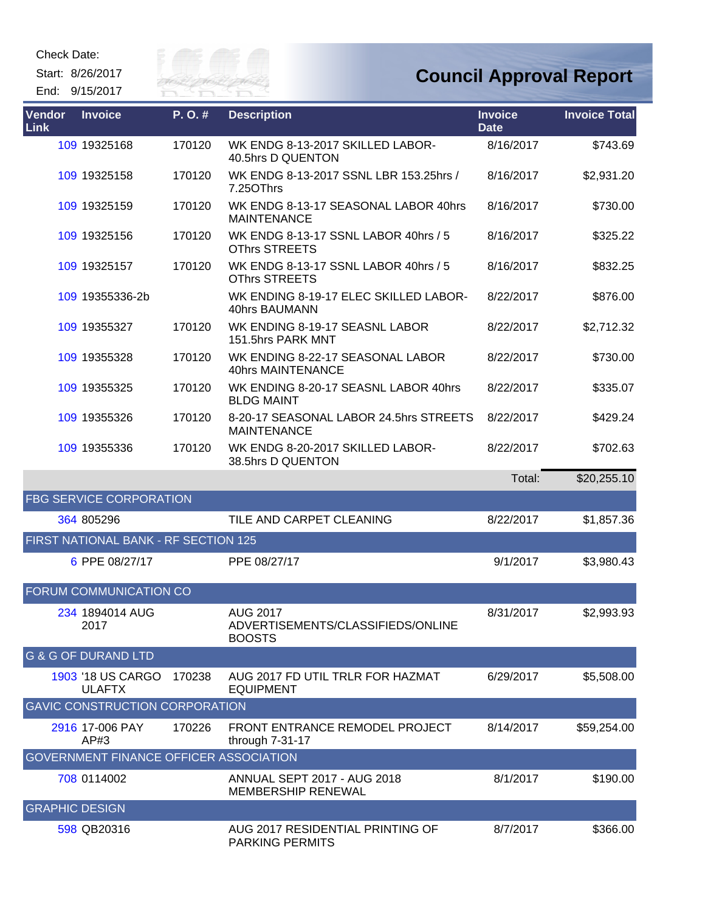Check Date:

Start: 8/26/2017

End: 9/15/2017

# Council Approval Report

| Vendor Link | Invoice | P. O. # | Description | Invoice Date | Invoice Total |
|---|---|---|---|---|---|
| 109 | 19325168 | 170120 | WK ENDG 8-13-2017 SKILLED LABOR-40.5hrs D QUENTON | 8/16/2017 | $743.69 |
| 109 | 19325158 | 170120 | WK ENDG 8-13-2017 SSNL LBR 153.25hrs / 7.25OThrs | 8/16/2017 | $2,931.20 |
| 109 | 19325159 | 170120 | WK ENDG 8-13-17 SEASONAL LABOR 40hrs MAINTENANCE | 8/16/2017 | $730.00 |
| 109 | 19325156 | 170120 | WK ENDG 8-13-17 SSNL LABOR 40hrs / 5 OThrs STREETS | 8/16/2017 | $325.22 |
| 109 | 19325157 | 170120 | WK ENDG 8-13-17 SSNL LABOR 40hrs / 5 OThrs STREETS | 8/16/2017 | $832.25 |
| 109 | 19355336-2b | | WK ENDING 8-19-17 ELEC SKILLED LABOR-40hrs BAUMANN | 8/22/2017 | $876.00 |
| 109 | 19355327 | 170120 | WK ENDING 8-19-17 SEASNL LABOR 151.5hrs PARK MNT | 8/22/2017 | $2,712.32 |
| 109 | 19355328 | 170120 | WK ENDING 8-22-17 SEASONAL LABOR 40hrs MAINTENANCE | 8/22/2017 | $730.00 |
| 109 | 19355325 | 170120 | WK ENDING 8-20-17 SEASNL LABOR 40hrs BLDG MAINT | 8/22/2017 | $335.07 |
| 109 | 19355326 | 170120 | 8-20-17 SEASONAL LABOR 24.5hrs STREETS MAINTENANCE | 8/22/2017 | $429.24 |
| 109 | 19355336 | 170120 | WK ENDG 8-20-2017 SKILLED LABOR-38.5hrs D QUENTON | 8/22/2017 | $702.63 |
| | | | | Total: | $20,255.10 |
| **FBG SERVICE CORPORATION** | | | | | |
| 364 | 805296 | | TILE AND CARPET CLEANING | 8/22/2017 | $1,857.36 |
| **FIRST NATIONAL BANK - RF SECTION 125** | | | | | |
| 6 | PPE 08/27/17 | | PPE 08/27/17 | 9/1/2017 | $3,980.43 |
| **FORUM COMMUNICATION CO** | | | | | |
| 234 | 1894014 AUG 2017 | | AUG 2017 ADVERTISEMENTS/CLASSIFIEDS/ONLINE BOOSTS | 8/31/2017 | $2,993.93 |
| **G & G OF DURAND LTD** | | | | | |
| 1903 | '18 US CARGO ULAFTX | 170238 | AUG 2017 FD UTIL TRLR FOR HAZMAT EQUIPMENT | 6/29/2017 | $5,508.00 |
| **GAVIC CONSTRUCTION CORPORATION** | | | | | |
| 2916 | 17-006 PAY AP#3 | 170226 | FRONT ENTRANCE REMODEL PROJECT through 7-31-17 | 8/14/2017 | $59,254.00 |
| **GOVERNMENT FINANCE OFFICER ASSOCIATION** | | | | | |
| 708 | 0114002 | | ANNUAL SEPT 2017 - AUG 2018 MEMBERSHIP RENEWAL | 8/1/2017 | $190.00 |
| **GRAPHIC DESIGN** | | | | | |
| 598 | QB20316 | | AUG 2017 RESIDENTIAL PRINTING OF PARKING PERMITS | 8/7/2017 | $366.00 |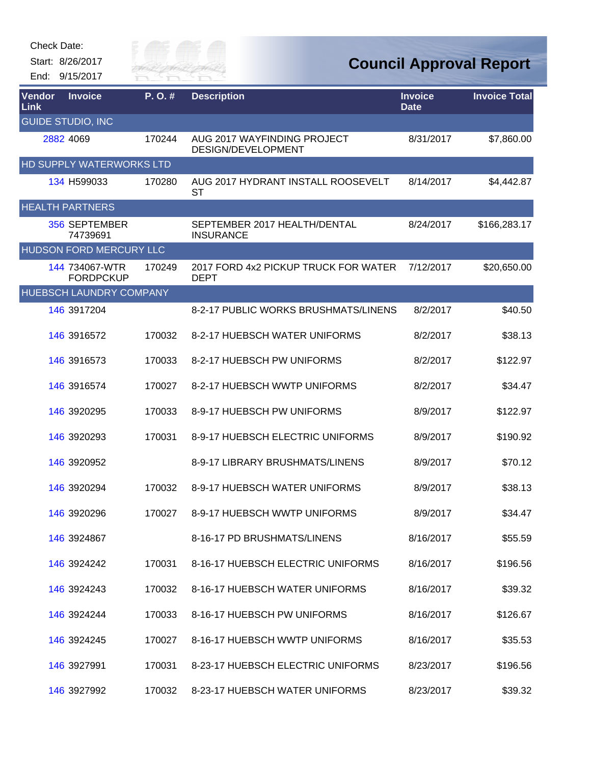Check Date:

Start: 8/26/2017

End: 9/15/2017

# Council Approval Report

| Vendor Link | Invoice | P. O. # | Description | Invoice Date | Invoice Total |
|---|---|---|---|---|---|
| GUIDE STUDIO, INC | | | | | |
| 2882 | 4069 | 170244 | AUG 2017 WAYFINDING PROJECT DESIGN/DEVELOPMENT | 8/31/2017 | $7,860.00 |
| HD SUPPLY WATERWORKS LTD | | | | | |
| 134 | H599033 | 170280 | AUG 2017 HYDRANT INSTALL ROOSEVELT ST | 8/14/2017 | $4,442.87 |
| HEALTH PARTNERS | | | | | |
| 356 | SEPTEMBER 74739691 | | SEPTEMBER 2017 HEALTH/DENTAL INSURANCE | 8/24/2017 | $166,283.17 |
| HUDSON FORD MERCURY LLC | | | | | |
| 144 | 734067-WTR FORDPCKUP | 170249 | 2017 FORD 4x2 PICKUP TRUCK FOR WATER DEPT | 7/12/2017 | $20,650.00 |
| HUEBSCH LAUNDRY COMPANY | | | | | |
| 146 | 3917204 | | 8-2-17 PUBLIC WORKS BRUSHMATS/LINENS | 8/2/2017 | $40.50 |
| 146 | 3916572 | 170032 | 8-2-17 HUEBSCH WATER UNIFORMS | 8/2/2017 | $38.13 |
| 146 | 3916573 | 170033 | 8-2-17 HUEBSCH PW UNIFORMS | 8/2/2017 | $122.97 |
| 146 | 3916574 | 170027 | 8-2-17 HUEBSCH WWTP UNIFORMS | 8/2/2017 | $34.47 |
| 146 | 3920295 | 170033 | 8-9-17 HUEBSCH PW UNIFORMS | 8/9/2017 | $122.97 |
| 146 | 3920293 | 170031 | 8-9-17 HUEBSCH ELECTRIC UNIFORMS | 8/9/2017 | $190.92 |
| 146 | 3920952 | | 8-9-17 LIBRARY BRUSHMATS/LINENS | 8/9/2017 | $70.12 |
| 146 | 3920294 | 170032 | 8-9-17 HUEBSCH WATER UNIFORMS | 8/9/2017 | $38.13 |
| 146 | 3920296 | 170027 | 8-9-17 HUEBSCH WWTP UNIFORMS | 8/9/2017 | $34.47 |
| 146 | 3924867 | | 8-16-17 PD BRUSHMATS/LINENS | 8/16/2017 | $55.59 |
| 146 | 3924242 | 170031 | 8-16-17 HUEBSCH ELECTRIC UNIFORMS | 8/16/2017 | $196.56 |
| 146 | 3924243 | 170032 | 8-16-17 HUEBSCH WATER UNIFORMS | 8/16/2017 | $39.32 |
| 146 | 3924244 | 170033 | 8-16-17 HUEBSCH PW UNIFORMS | 8/16/2017 | $126.67 |
| 146 | 3924245 | 170027 | 8-16-17 HUEBSCH WWTP UNIFORMS | 8/16/2017 | $35.53 |
| 146 | 3927991 | 170031 | 8-23-17 HUEBSCH ELECTRIC UNIFORMS | 8/23/2017 | $196.56 |
| 146 | 3927992 | 170032 | 8-23-17 HUEBSCH WATER UNIFORMS | 8/23/2017 | $39.32 |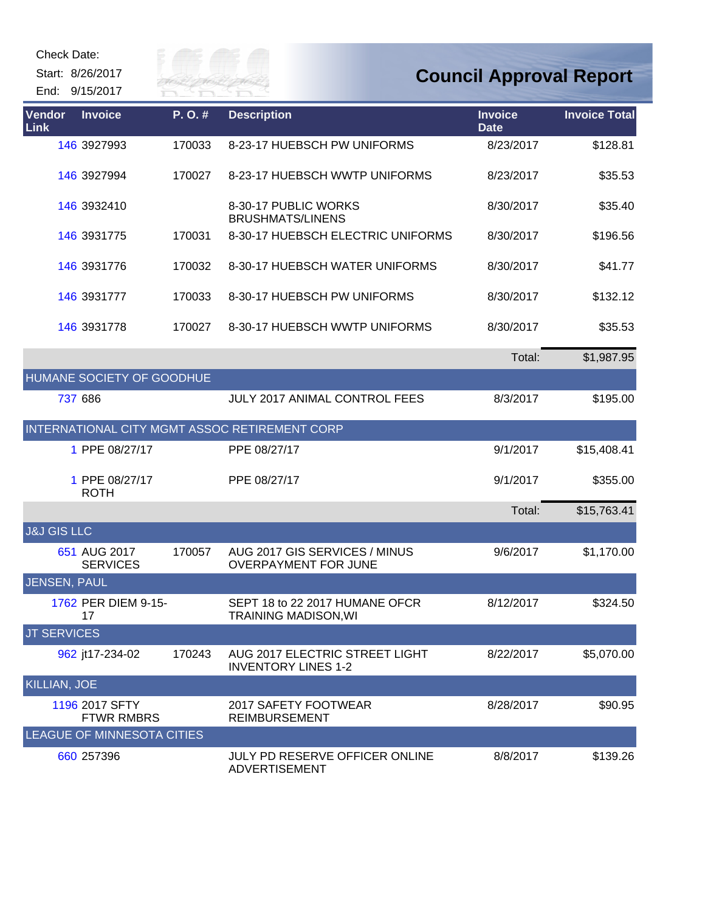Check Date:

Start: 8/26/2017

End: 9/15/2017

# Council Approval Report

| Vendor Link | Invoice | P. O. # | Description | Invoice Date | Invoice Total |
|---|---|---|---|---|---|
| 146 | 3927993 | 170033 | 8-23-17 HUEBSCH PW UNIFORMS | 8/23/2017 | $128.81 |
| 146 | 3927994 | 170027 | 8-23-17 HUEBSCH WWTP UNIFORMS | 8/23/2017 | $35.53 |
| 146 | 3932410 | | 8-30-17 PUBLIC WORKS BRUSHMATS/LINENS | 8/30/2017 | $35.40 |
| 146 | 3931775 | 170031 | 8-30-17 HUEBSCH ELECTRIC UNIFORMS | 8/30/2017 | $196.56 |
| 146 | 3931776 | 170032 | 8-30-17 HUEBSCH WATER UNIFORMS | 8/30/2017 | $41.77 |
| 146 | 3931777 | 170033 | 8-30-17 HUEBSCH PW UNIFORMS | 8/30/2017 | $132.12 |
| 146 | 3931778 | 170027 | 8-30-17 HUEBSCH WWTP UNIFORMS | 8/30/2017 | $35.53 |
| | | | | Total: | $1,987.95 |
| **HUMANE SOCIETY OF GOODHUE** | | | | | |
| 737 | 686 | | JULY 2017 ANIMAL CONTROL FEES | 8/3/2017 | $195.00 |
| **INTERNATIONAL CITY MGMT ASSOC RETIREMENT CORP** | | | | | |
| 1 | PPE 08/27/17 | | PPE 08/27/17 | 9/1/2017 | $15,408.41 |
| 1 | PPE 08/27/17 ROTH | | PPE 08/27/17 | 9/1/2017 | $355.00 |
| | | | | Total: | $15,763.41 |
| **J&J GIS LLC** | | | | | |
| 651 | AUG 2017 SERVICES | 170057 | AUG 2017 GIS SERVICES / MINUS OVERPAYMENT FOR JUNE | 9/6/2017 | $1,170.00 |
| **JENSEN, PAUL** | | | | | |
| 1762 | PER DIEM 9-15-17 | | SEPT 18 to 22 2017 HUMANE OFCR TRAINING MADISON,WI | 8/12/2017 | $324.50 |
| **JT SERVICES** | | | | | |
| 962 | jt17-234-02 | 170243 | AUG 2017 ELECTRIC STREET LIGHT INVENTORY LINES 1-2 | 8/22/2017 | $5,070.00 |
| **KILLIAN, JOE** | | | | | |
| 1196 | 2017 SFTY FTWR RMBRS | | 2017 SAFETY FOOTWEAR REIMBURSEMENT | 8/28/2017 | $90.95 |
| **LEAGUE OF MINNESOTA CITIES** | | | | | |
| 660 | 257396 | | JULY PD RESERVE OFFICER ONLINE ADVERTISEMENT | 8/8/2017 | $139.26 |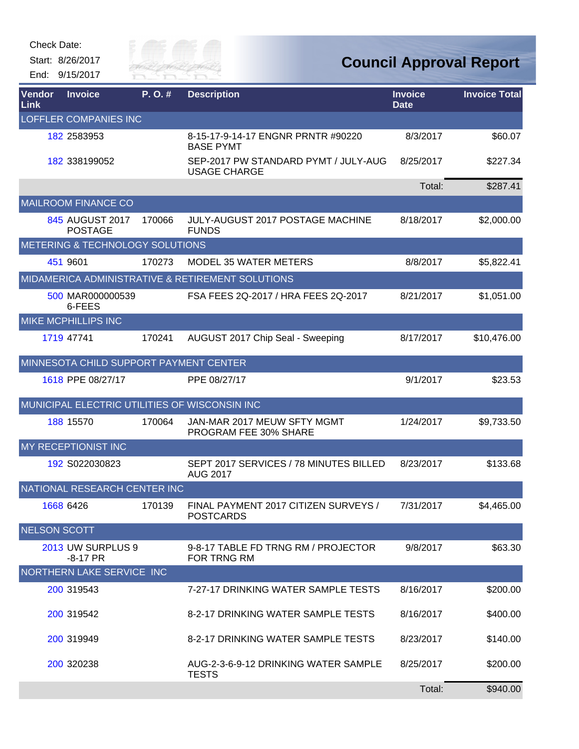Check Date:

Start: 8/26/2017

End: 9/15/2017

# Council Approval Report

| Vendor Link | Invoice | P. O. # | Description | Invoice Date | Invoice Total |
|---|---|---|---|---|---|
| **LOFFLER COMPANIES INC** | | | | | |
| 182 | 2583953 | | 8-15-17-9-14-17 ENGNR PRNTR #90220 BASE PYMT | 8/3/2017 | $60.07 |
| 182 | 338199052 | | SEP-2017 PW STANDARD PYMT / JULY-AUG USAGE CHARGE | 8/25/2017 | $227.34 |
| | | | | Total: | $287.41 |
| **MAILROOM FINANCE CO** | | | | | |
| 845 | AUGUST 2017 POSTAGE | 170066 | JULY-AUGUST 2017 POSTAGE MACHINE FUNDS | 8/18/2017 | $2,000.00 |
| **METERING & TECHNOLOGY SOLUTIONS** | | | | | |
| 451 | 9601 | 170273 | MODEL 35 WATER METERS | 8/8/2017 | $5,822.41 |
| **MIDAMERICA ADMINISTRATIVE & RETIREMENT SOLUTIONS** | | | | | |
| 500 | MAR0000005396-FEES | | FSA FEES 2Q-2017 / HRA FEES 2Q-2017 | 8/21/2017 | $1,051.00 |
| **MIKE MCPHILLIPS INC** | | | | | |
| 1719 | 47741 | 170241 | AUGUST 2017 Chip Seal - Sweeping | 8/17/2017 | $10,476.00 |
| **MINNESOTA CHILD SUPPORT PAYMENT CENTER** | | | | | |
| 1618 | PPE 08/27/17 | | PPE 08/27/17 | 9/1/2017 | $23.53 |
| **MUNICIPAL ELECTRIC UTILITIES OF WISCONSIN INC** | | | | | |
| 188 | 15570 | 170064 | JAN-MAR 2017 MEUW SFTY MGMT PROGRAM FEE 30% SHARE | 1/24/2017 | $9,733.50 |
| **MY RECEPTIONIST INC** | | | | | |
| 192 | S022030823 | | SEPT 2017 SERVICES / 78 MINUTES BILLED AUG 2017 | 8/23/2017 | $133.68 |
| **NATIONAL RESEARCH CENTER INC** | | | | | |
| 1668 | 6426 | 170139 | FINAL PAYMENT 2017 CITIZEN SURVEYS / POSTCARDS | 7/31/2017 | $4,465.00 |
| **NELSON SCOTT** | | | | | |
| 2013 | UW SURPLUS 9-8-17 PR | | 9-8-17 TABLE FD TRNG RM / PROJECTOR FOR TRNG RM | 9/8/2017 | $63.30 |
| **NORTHERN LAKE SERVICE INC** | | | | | |
| 200 | 319543 | | 7-27-17 DRINKING WATER SAMPLE TESTS | 8/16/2017 | $200.00 |
| 200 | 319542 | | 8-2-17 DRINKING WATER SAMPLE TESTS | 8/16/2017 | $400.00 |
| 200 | 319949 | | 8-2-17 DRINKING WATER SAMPLE TESTS | 8/23/2017 | $140.00 |
| 200 | 320238 | | AUG-2-3-6-9-12 DRINKING WATER SAMPLE TESTS | 8/25/2017 | $200.00 |
| | | | | Total: | $940.00 |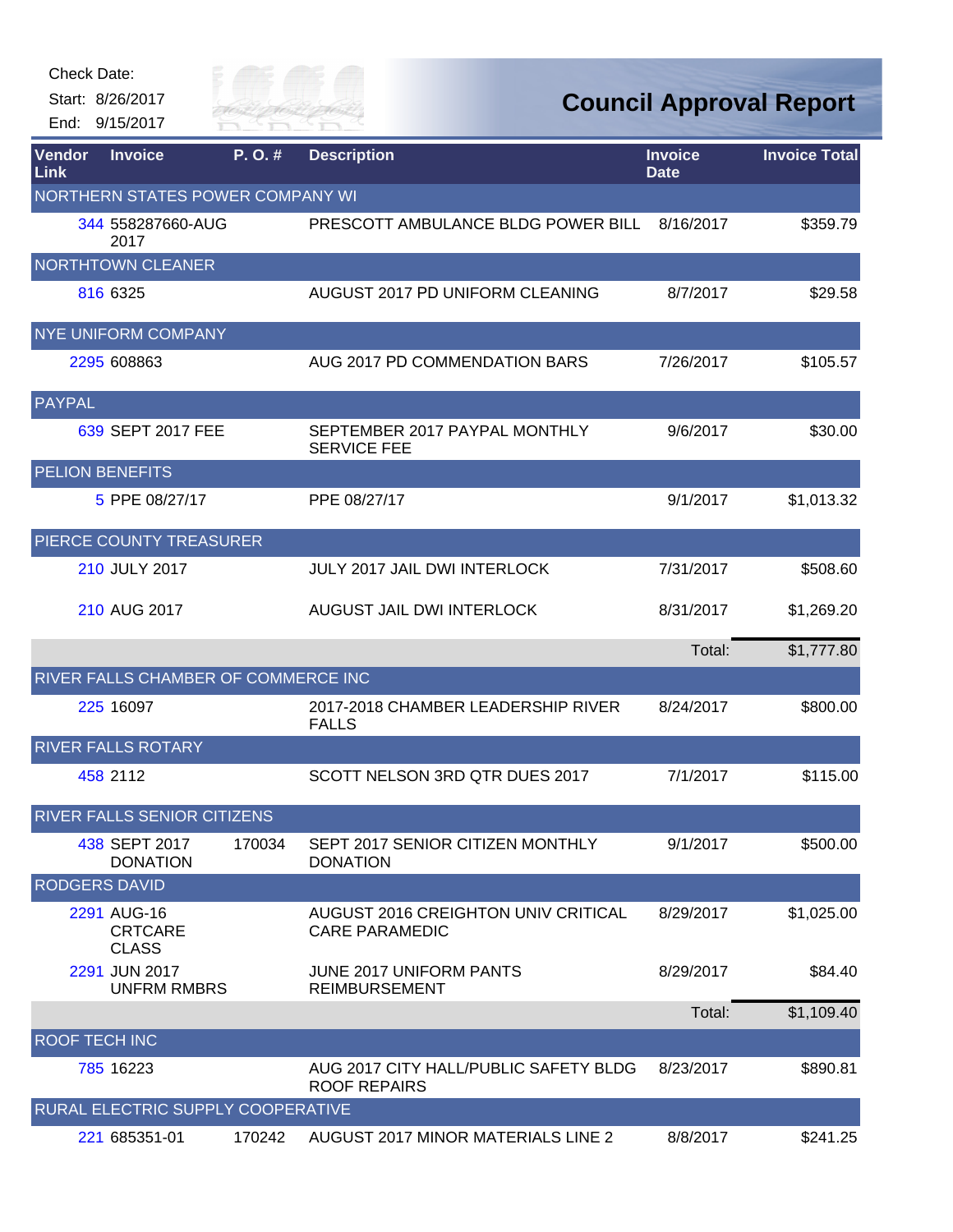Check Date:

Start: 8/26/2017

End: 9/15/2017

# Council Approval Report

| Vendor Link | Invoice | P. O. # | Description | Invoice Date | Invoice Total |
|---|---|---|---|---|---|
| NORTHERN STATES POWER COMPANY WI | | | | | |
| 344 | 558287660-AUG 2017 | | PRESCOTT AMBULANCE BLDG POWER BILL | 8/16/2017 | $359.79 |
| NORTHTOWN CLEANER | | | | | |
| 816 | 6325 | | AUGUST 2017 PD UNIFORM CLEANING | 8/7/2017 | $29.58 |
| NYE UNIFORM COMPANY | | | | | |
| 2295 | 608863 | | AUG 2017 PD COMMENDATION BARS | 7/26/2017 | $105.57 |
| PAYPAL | | | | | |
| 639 | SEPT 2017 FEE | | SEPTEMBER 2017 PAYPAL MONTHLY SERVICE FEE | 9/6/2017 | $30.00 |
| PELION BENEFITS | | | | | |
| 5 | PPE 08/27/17 | | PPE 08/27/17 | 9/1/2017 | $1,013.32 |
| PIERCE COUNTY TREASURER | | | | | |
| 210 | JULY 2017 | | JULY 2017 JAIL DWI INTERLOCK | 7/31/2017 | $508.60 |
| 210 | AUG 2017 | | AUGUST JAIL DWI INTERLOCK | 8/31/2017 | $1,269.20 |
| | | | | Total: | $1,777.80 |
| RIVER FALLS CHAMBER OF COMMERCE INC | | | | | |
| 225 | 16097 | | 2017-2018 CHAMBER LEADERSHIP RIVER FALLS | 8/24/2017 | $800.00 |
| RIVER FALLS ROTARY | | | | | |
| 458 | 2112 | | SCOTT NELSON 3RD QTR DUES 2017 | 7/1/2017 | $115.00 |
| RIVER FALLS SENIOR CITIZENS | | | | | |
| 438 | SEPT 2017 DONATION | 170034 | SEPT 2017 SENIOR CITIZEN MONTHLY DONATION | 9/1/2017 | $500.00 |
| RODGERS DAVID | | | | | |
| 2291 | AUG-16 CRTCARE CLASS | | AUGUST 2016 CREIGHTON UNIV CRITICAL CARE PARAMEDIC | 8/29/2017 | $1,025.00 |
| 2291 | JUN 2017 UNFRM RMBRS | | JUNE 2017 UNIFORM PANTS REIMBURSEMENT | 8/29/2017 | $84.40 |
| | | | | Total: | $1,109.40 |
| ROOF TECH INC | | | | | |
| 785 | 16223 | | AUG 2017 CITY HALL/PUBLIC SAFETY BLDG ROOF REPAIRS | 8/23/2017 | $890.81 |
| RURAL ELECTRIC SUPPLY COOPERATIVE | | | | | |
| 221 | 685351-01 | 170242 | AUGUST 2017 MINOR MATERIALS LINE 2 | 8/8/2017 | $241.25 |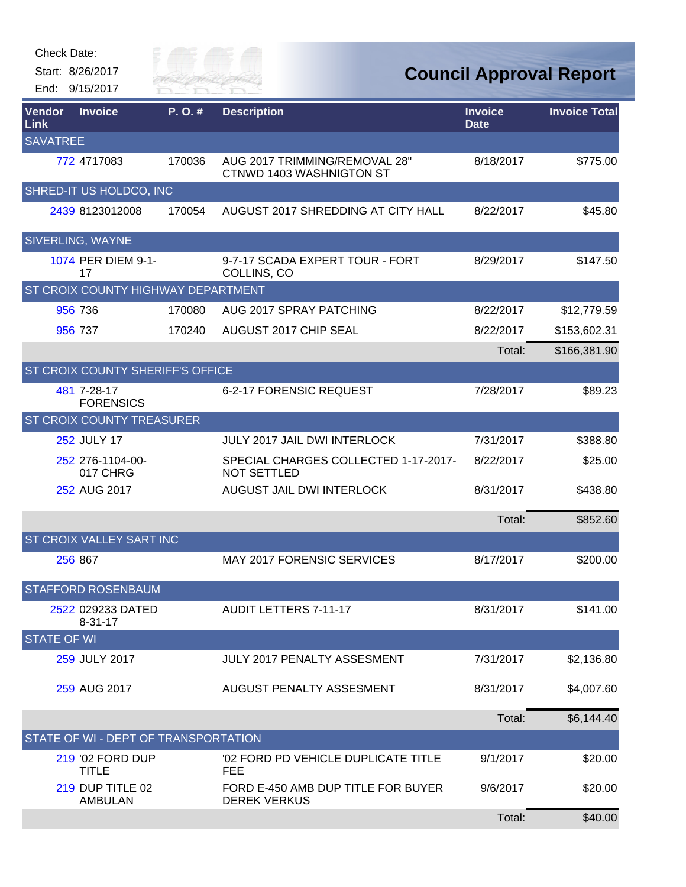Check Date:

Start: 8/26/2017

End: 9/15/2017

# Council Approval Report

| Vendor Link | Invoice | P. O. # | Description | Invoice Date | Invoice Total |
|---|---|---|---|---|---|
| **SAVATREE** | | | | | |
| 772 | 4717083 | 170036 | AUG 2017 TRIMMING/REMOVAL 28" CTNWD 1403 WASHNIGTON ST | 8/18/2017 | $775.00 |
| **SHRED-IT US HOLDCO, INC** | | | | | |
| 2439 | 8123012008 | 170054 | AUGUST 2017 SHREDDING AT CITY HALL | 8/22/2017 | $45.80 |
| **SIVERLING, WAYNE** | | | | | |
| 1074 | PER DIEM 9-1-17 | | 9-7-17 SCADA EXPERT TOUR - FORT COLLINS, CO | 8/29/2017 | $147.50 |
| **ST CROIX COUNTY HIGHWAY DEPARTMENT** | | | | | |
| 956 | 736 | 170080 | AUG 2017 SPRAY PATCHING | 8/22/2017 | $12,779.59 |
| 956 | 737 | 170240 | AUGUST 2017 CHIP SEAL | 8/22/2017 | $153,602.31 |
| | | | | Total: | $166,381.90 |
| **ST CROIX COUNTY SHERIFF'S OFFICE** | | | | | |
| 481 | 7-28-17 FORENSICS | | 6-2-17 FORENSIC REQUEST | 7/28/2017 | $89.23 |
| **ST CROIX COUNTY TREASURER** | | | | | |
| 252 | JULY 17 | | JULY 2017 JAIL DWI INTERLOCK | 7/31/2017 | $388.80 |
| 252 | 276-1104-00-017 CHRG | | SPECIAL CHARGES COLLECTED 1-17-2017-NOT SETTLED | 8/22/2017 | $25.00 |
| 252 | AUG 2017 | | AUGUST JAIL DWI INTERLOCK | 8/31/2017 | $438.80 |
| | | | | Total: | $852.60 |
| **ST CROIX VALLEY SART INC** | | | | | |
| 256 | 867 | | MAY 2017 FORENSIC SERVICES | 8/17/2017 | $200.00 |
| **STAFFORD ROSENBAUM** | | | | | |
| 2522 | 029233 DATED 8-31-17 | | AUDIT LETTERS 7-11-17 | 8/31/2017 | $141.00 |
| **STATE OF WI** | | | | | |
| 259 | JULY 2017 | | JULY 2017 PENALTY ASSESMENT | 7/31/2017 | $2,136.80 |
| 259 | AUG 2017 | | AUGUST PENALTY ASSESMENT | 8/31/2017 | $4,007.60 |
| | | | | Total: | $6,144.40 |
| **STATE OF WI - DEPT OF TRANSPORTATION** | | | | | |
| 219 | '02 FORD DUP TITLE | | '02 FORD PD VEHICLE DUPLICATE TITLE FEE | 9/1/2017 | $20.00 |
| 219 | DUP TITLE 02 AMBULAN | | FORD E-450 AMB DUP TITLE FOR BUYER DEREK VERKUS | 9/6/2017 | $20.00 |
| | | | | Total: | $40.00 |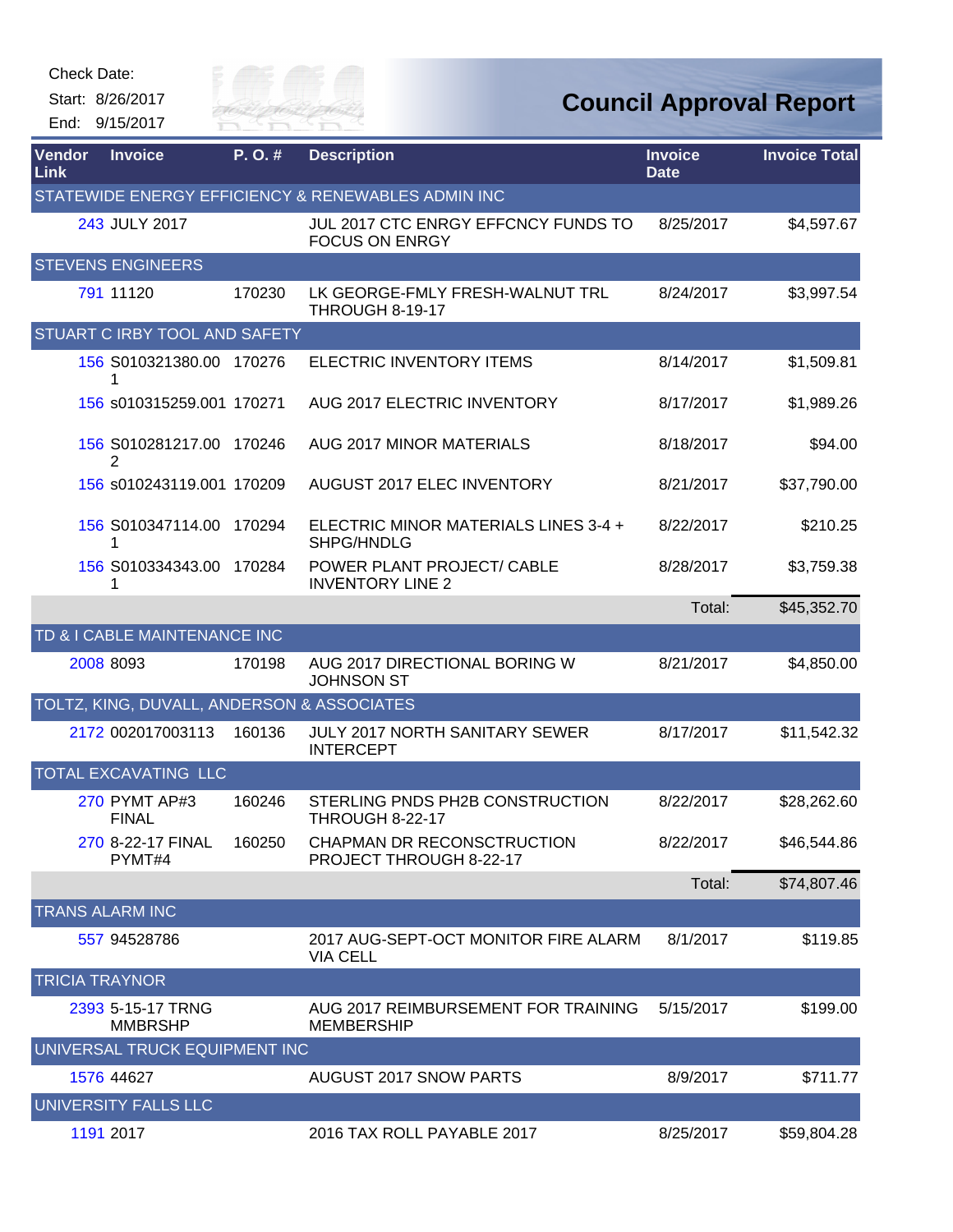Check Date:

Start: 8/26/2017

End: 9/15/2017

# Council Approval Report

| Vendor Link | Invoice | P. O. # | Description | Invoice Date | Invoice Total |
|---|---|---|---|---|---|
| STATEWIDE ENERGY EFFICIENCY & RENEWABLES ADMIN INC | | | | | |
| 243 | JULY 2017 | | JUL 2017 CTC ENRGY EFFCNCY FUNDS TO FOCUS ON ENRGY | 8/25/2017 | $4,597.67 |
| STEVENS ENGINEERS | | | | | |
| 791 | 11120 | 170230 | LK GEORGE-FMLY FRESH-WALNUT TRL THROUGH 8-19-17 | 8/24/2017 | $3,997.54 |
| STUART C IRBY TOOL AND SAFETY | | | | | |
| 156 | S010321380.001 | 170276 | ELECTRIC INVENTORY ITEMS | 8/14/2017 | $1,509.81 |
| 156 | s010315259.001 | 170271 | AUG 2017 ELECTRIC INVENTORY | 8/17/2017 | $1,989.26 |
| 156 | S010281217.002 | 170246 | AUG 2017 MINOR MATERIALS | 8/18/2017 | $94.00 |
| 156 | s010243119.001 | 170209 | AUGUST 2017 ELEC INVENTORY | 8/21/2017 | $37,790.00 |
| 156 | S010347114.001 | 170294 | ELECTRIC MINOR MATERIALS LINES 3-4 + SHPG/HNDLG | 8/22/2017 | $210.25 |
| 156 | S010334343.001 | 170284 | POWER PLANT PROJECT/ CABLE INVENTORY LINE 2 | 8/28/2017 | $3,759.38 |
| | | | | Total: | $45,352.70 |
| TD & I CABLE MAINTENANCE INC | | | | | |
| 2008 | 8093 | 170198 | AUG 2017 DIRECTIONAL BORING W JOHNSON ST | 8/21/2017 | $4,850.00 |
| TOLTZ, KING, DUVALL, ANDERSON & ASSOCIATES | | | | | |
| 2172 | 002017003113 | 160136 | JULY 2017 NORTH SANITARY SEWER INTERCEPT | 8/17/2017 | $11,542.32 |
| TOTAL EXCAVATING LLC | | | | | |
| 270 | PYMT AP#3 FINAL | 160246 | STERLING PNDS PH2B CONSTRUCTION THROUGH 8-22-17 | 8/22/2017 | $28,262.60 |
| 270 | 8-22-17 FINAL PYMT#4 | 160250 | CHAPMAN DR RECONSCTRUCTION PROJECT THROUGH 8-22-17 | 8/22/2017 | $46,544.86 |
| | | | | Total: | $74,807.46 |
| TRANS ALARM INC | | | | | |
| 557 | 94528786 | | 2017 AUG-SEPT-OCT MONITOR FIRE ALARM VIA CELL | 8/1/2017 | $119.85 |
| TRICIA TRAYNOR | | | | | |
| 2393 | 5-15-17 TRNG MMBRSHP | | AUG 2017 REIMBURSEMENT FOR TRAINING MEMBERSHIP | 5/15/2017 | $199.00 |
| UNIVERSAL TRUCK EQUIPMENT INC | | | | | |
| 1576 | 44627 | | AUGUST 2017 SNOW PARTS | 8/9/2017 | $711.77 |
| UNIVERSITY FALLS LLC | | | | | |
| 1191 | 2017 | | 2016 TAX ROLL PAYABLE 2017 | 8/25/2017 | $59,804.28 |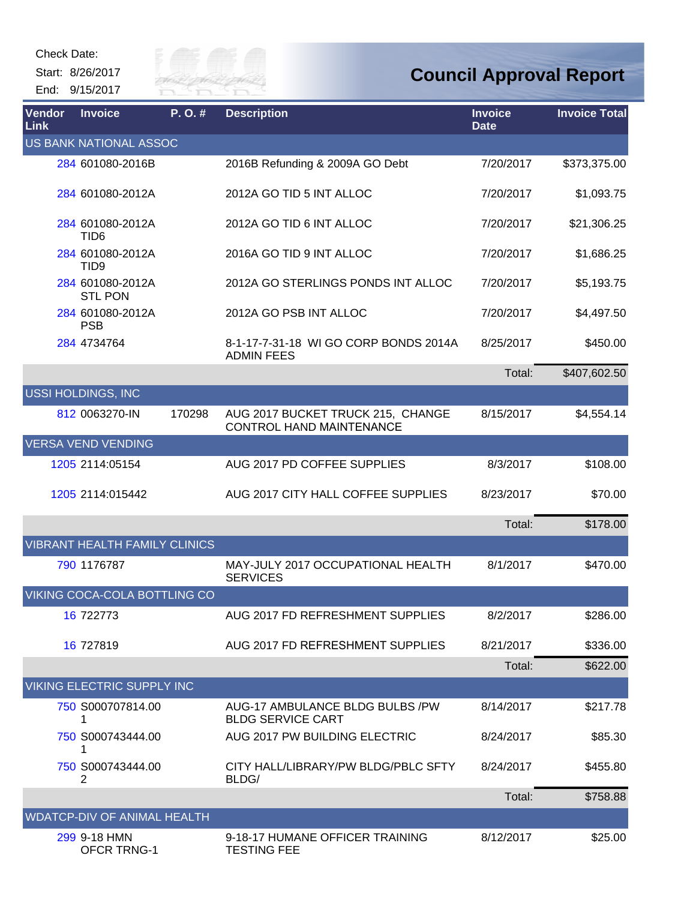Check Date:

Start: 8/26/2017

End: 9/15/2017

# Council Approval Report

| Vendor Link | Invoice | P. O. # | Description | Invoice Date | Invoice Total |
|---|---|---|---|---|---|
| **US BANK NATIONAL ASSOC** | | | | | |
| 284 | 601080-2016B | | 2016B Refunding & 2009A GO Debt | 7/20/2017 | $373,375.00 |
| 284 | 601080-2012A | | 2012A GO TID 5 INT ALLOC | 7/20/2017 | $1,093.75 |
| 284 | 601080-2012A TID6 | | 2012A GO TID 6 INT ALLOC | 7/20/2017 | $21,306.25 |
| 284 | 601080-2012A TID9 | | 2016A GO TID 9 INT ALLOC | 7/20/2017 | $1,686.25 |
| 284 | 601080-2012A STL PON | | 2012A GO STERLINGS PONDS INT ALLOC | 7/20/2017 | $5,193.75 |
| 284 | 601080-2012A PSB | | 2012A GO PSB INT ALLOC | 7/20/2017 | $4,497.50 |
| 284 | 4734764 | | 8-1-17-7-31-18 WI GO CORP BONDS 2014A ADMIN FEES | 8/25/2017 | $450.00 |
| | | | | Total: | $407,602.50 |
| **USSI HOLDINGS, INC** | | | | | |
| 812 | 0063270-IN | 170298 | AUG 2017 BUCKET TRUCK 215, CHANGE CONTROL HAND MAINTENANCE | 8/15/2017 | $4,554.14 |
| **VERSA VEND VENDING** | | | | | |
| 1205 | 2114:05154 | | AUG 2017 PD COFFEE SUPPLIES | 8/3/2017 | $108.00 |
| 1205 | 2114:015442 | | AUG 2017 CITY HALL COFFEE SUPPLIES | 8/23/2017 | $70.00 |
| | | | | Total: | $178.00 |
| **VIBRANT HEALTH FAMILY CLINICS** | | | | | |
| 790 | 1176787 | | MAY-JULY 2017 OCCUPATIONAL HEALTH SERVICES | 8/1/2017 | $470.00 |
| **VIKING COCA-COLA BOTTLING CO** | | | | | |
| 16 | 722773 | | AUG 2017 FD REFRESHMENT SUPPLIES | 8/2/2017 | $286.00 |
| 16 | 727819 | | AUG 2017 FD REFRESHMENT SUPPLIES | 8/21/2017 | $336.00 |
| | | | | Total: | $622.00 |
| **VIKING ELECTRIC SUPPLY INC** | | | | | |
| 750 | S000707814.001 | | AUG-17 AMBULANCE BLDG BULBS /PW BLDG SERVICE CART | 8/14/2017 | $217.78 |
| 750 | S000743444.001 | | AUG 2017 PW BUILDING ELECTRIC | 8/24/2017 | $85.30 |
| 750 | S000743444.002 | | CITY HALL/LIBRARY/PW BLDG/PBLC SFTY BLDG/ | 8/24/2017 | $455.80 |
| | | | | Total: | $758.88 |
| **WDATCP-DIV OF ANIMAL HEALTH** | | | | | |
| 299 | 9-18 HMN OFCR TRNG-1 | | 9-18-17 HUMANE OFFICER TRAINING TESTING FEE | 8/12/2017 | $25.00 |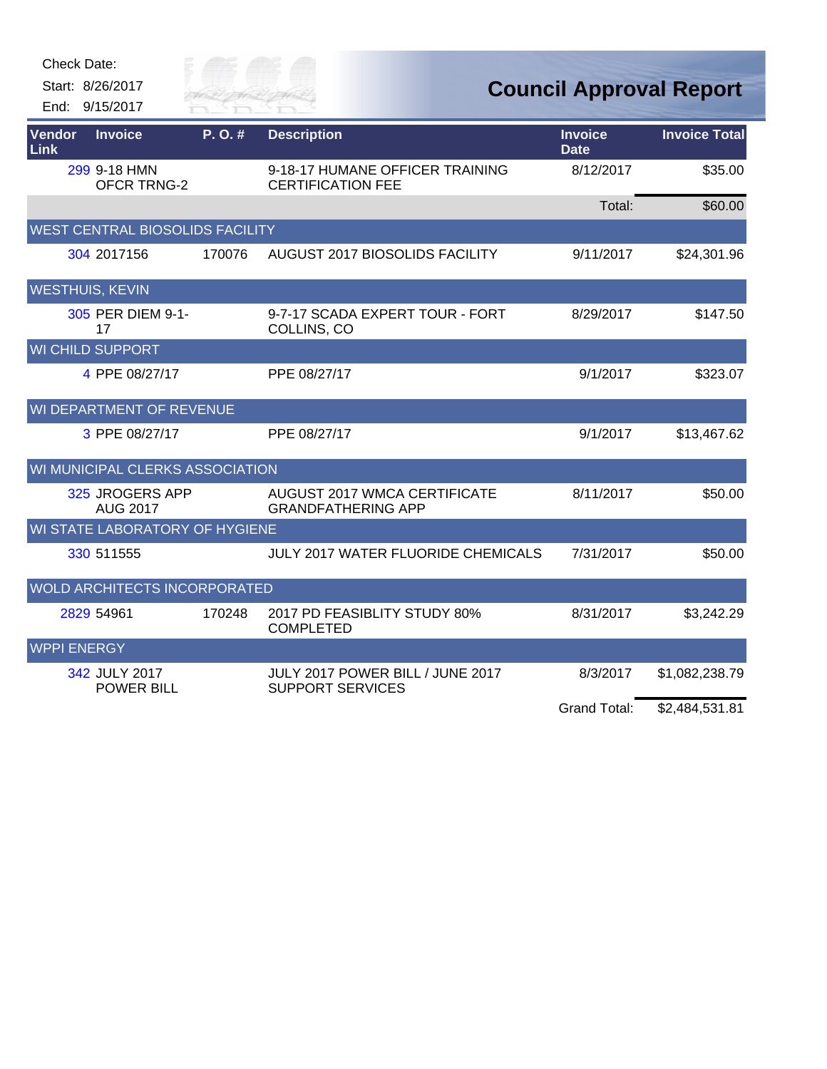Check Date:

Start: 8/26/2017

End: 9/15/2017

# Council Approval Report

| Vendor Link | Invoice | P. O. # | Description | Invoice Date | Invoice Total |
|---|---|---|---|---|---|
| 299 | 9-18 HMN OFCR TRNG-2 | | 9-18-17 HUMANE OFFICER TRAINING CERTIFICATION FEE | 8/12/2017 | $35.00 |
| | | | | Total: | $60.00 |
| **WEST CENTRAL BIOSOLIDS FACILITY** | | | | | |
| 304 | 2017156 | 170076 | AUGUST 2017 BIOSOLIDS FACILITY | 9/11/2017 | $24,301.96 |
| **WESTHUIS, KEVIN** | | | | | |
| 305 | PER DIEM 9-1-17 | | 9-7-17 SCADA EXPERT TOUR - FORT COLLINS, CO | 8/29/2017 | $147.50 |
| **WI CHILD SUPPORT** | | | | | |
| 4 | PPE 08/27/17 | | PPE 08/27/17 | 9/1/2017 | $323.07 |
| **WI DEPARTMENT OF REVENUE** | | | | | |
| 3 | PPE 08/27/17 | | PPE 08/27/17 | 9/1/2017 | $13,467.62 |
| **WI MUNICIPAL CLERKS ASSOCIATION** | | | | | |
| 325 | JROGERS APP AUG 2017 | | AUGUST 2017 WMCA CERTIFICATE GRANDFATHERING APP | 8/11/2017 | $50.00 |
| **WI STATE LABORATORY OF HYGIENE** | | | | | |
| 330 | 511555 | | JULY 2017 WATER FLUORIDE CHEMICALS | 7/31/2017 | $50.00 |
| **WOLD ARCHITECTS INCORPORATED** | | | | | |
| 2829 | 54961 | 170248 | 2017 PD FEASIBLITY STUDY 80% COMPLETED | 8/31/2017 | $3,242.29 |
| **WPPI ENERGY** | | | | | |
| 342 | JULY 2017 POWER BILL | | JULY 2017 POWER BILL / JUNE 2017 SUPPORT SERVICES | 8/3/2017 | $1,082,238.79 |
| | | | | Grand Total: | $2,484,531.81 |